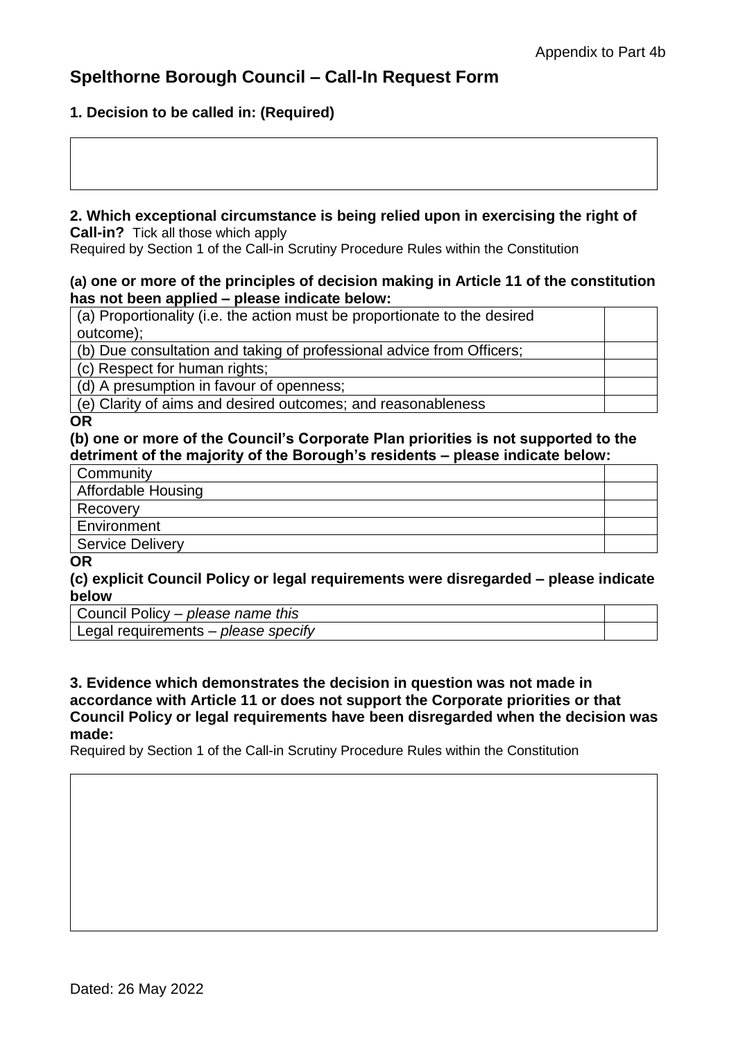Appendix to Part 4b

# Spelthorne Borough Council – Call-In Request Form

### 1. Decision to be called in: (Required)

| |
|---|
| |

### 2. Which exceptional circumstance is being relied upon in exercising the right of Call-in? 

Tick all those which apply

Required by Section 1 of the Call-in Scrutiny Procedure Rules within the Constitution

**(a) one or more of the principles of decision making in Article 11 of the constitution has not been applied – please indicate below:**

| | |
|---|---|
| (a) Proportionality (i.e. the action must be proportionate to the desired outcome); | |
| (b) Due consultation and taking of professional advice from Officers; | |
| (c) Respect for human rights; | |
| (d) A presumption in favour of openness; | |
| (e) Clarity of aims and desired outcomes; and reasonableness | |

**OR**

**(b) one or more of the Council's Corporate Plan priorities is not supported to the detriment of the majority of the Borough's residents – please indicate below:**

| | |
|---|---|
| Community | |
| Affordable Housing | |
| Recovery | |
| Environment | |
| Service Delivery | |

**OR**

**(c) explicit Council Policy or legal requirements were disregarded – please indicate below**

| | |
|---|---|
| Council Policy – *please name this* | |
| Legal requirements – *please specify* | |

### 3. Evidence which demonstrates the decision in question was not made in accordance with Article 11 or does not support the Corporate priorities or that Council Policy or legal requirements have been disregarded when the decision was made:

Required by Section 1 of the Call-in Scrutiny Procedure Rules within the Constitution

| |
|---|
| |

Dated: 26 May 2022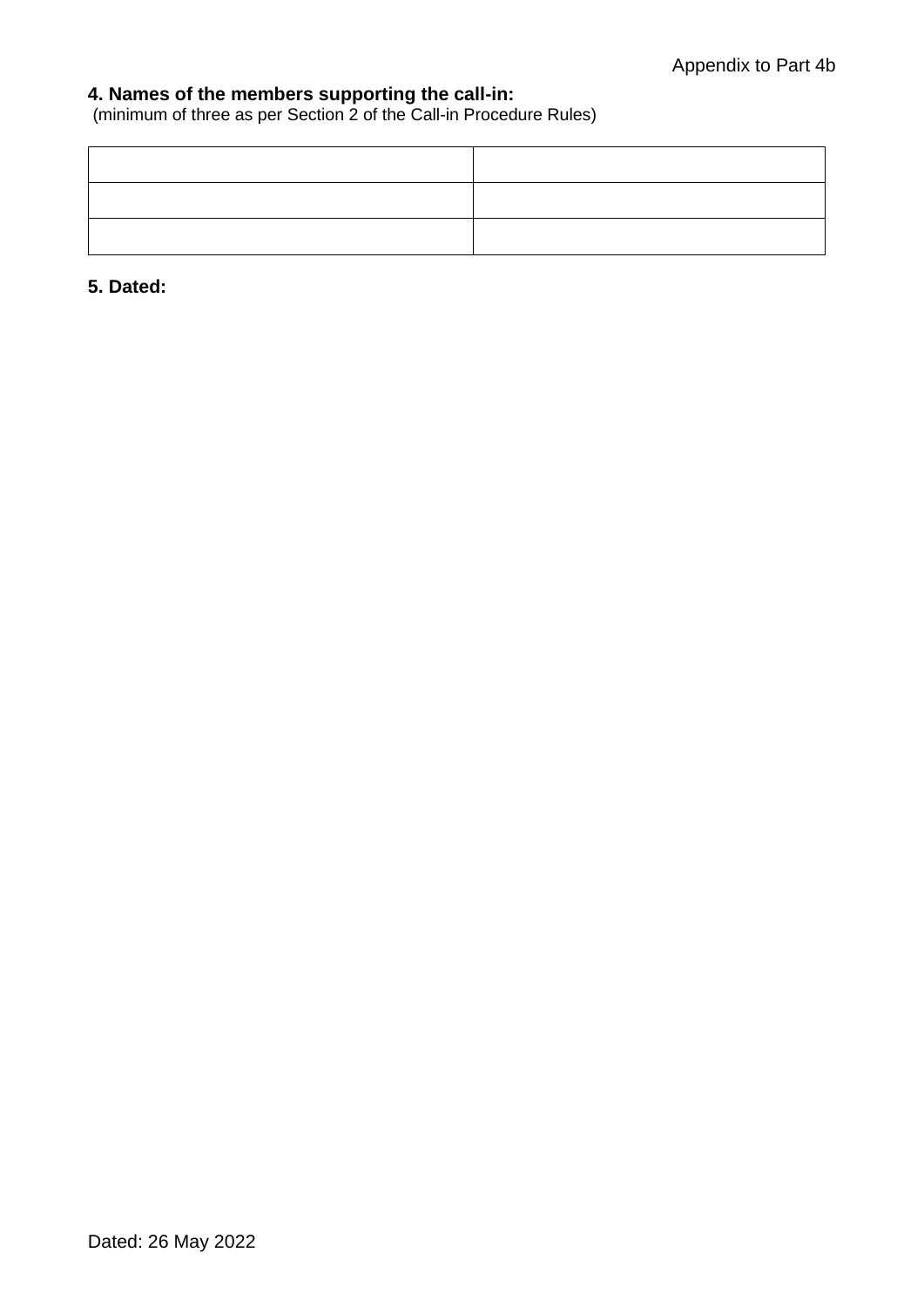Appendix to Part 4b

**4. Names of the members supporting the call-in:**
(minimum of three as per Section 2 of the Call-in Procedure Rules)

| | |
|---|---|
| | |
| | |
| | |

**5. Dated:**

Dated: 26 May 2022